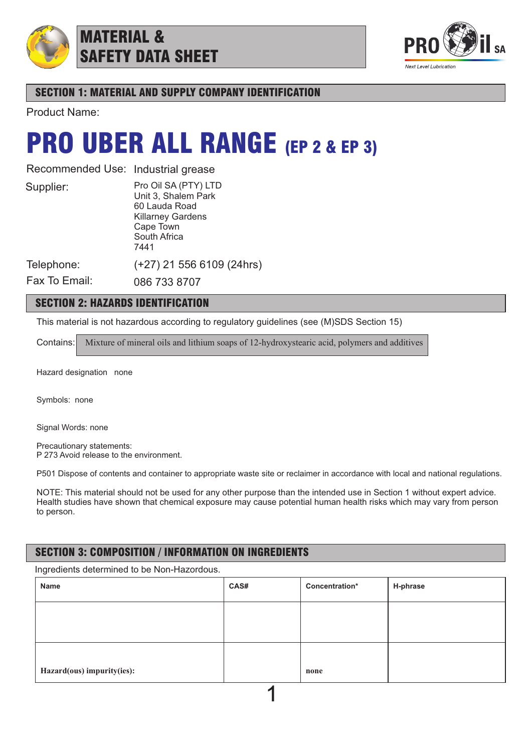# MATERIAL & SAFETY DATA SHEET

PRO il SA

*Next Level Lubrication*

## SECTION 1: MATERIAL AND SUPPLY COMPANY IDENTIFICATION

Product Name:

# PRO UBER ALL RANGE (EP 2 & EP 3)

Recommended Use: Industrial grease

Supplier:
Pro Oil SA (PTY) LTD
Unit 3, Shalem Park
60 Lauda Road
Killarney Gardens
Cape Town
South Africa
7441

Telephone: (+27) 21 556 6109 (24hrs)

Fax To Email: 086 733 8707

## SECTION 2: HAZARDS IDENTIFICATION

This material is not hazardous according to regulatory guidelines (see (M)SDS Section 15)

Contains: Mixture of mineral oils and lithium soaps of 12-hydroxystearic acid, polymers and additives

Hazard designation none

Symbols: none

Signal Words: none

Precautionary statements:
P 273 Avoid release to the environment.

P501 Dispose of contents and container to appropriate waste site or reclaimer in accordance with local and national regulations.

NOTE: This material should not be used for any other purpose than the intended use in Section 1 without expert advice. Health studies have shown that chemical exposure may cause potential human health risks which may vary from person to person.

## SECTION 3: COMPOSITION / INFORMATION ON INGREDIENTS

Ingredients determined to be Non-Hazordous.

| Name | CAS# | Concentration* | H-phrase |
|---|---|---|---|
| | | | |
| **Hazard(ous) impurity(ies):** | | **none** | |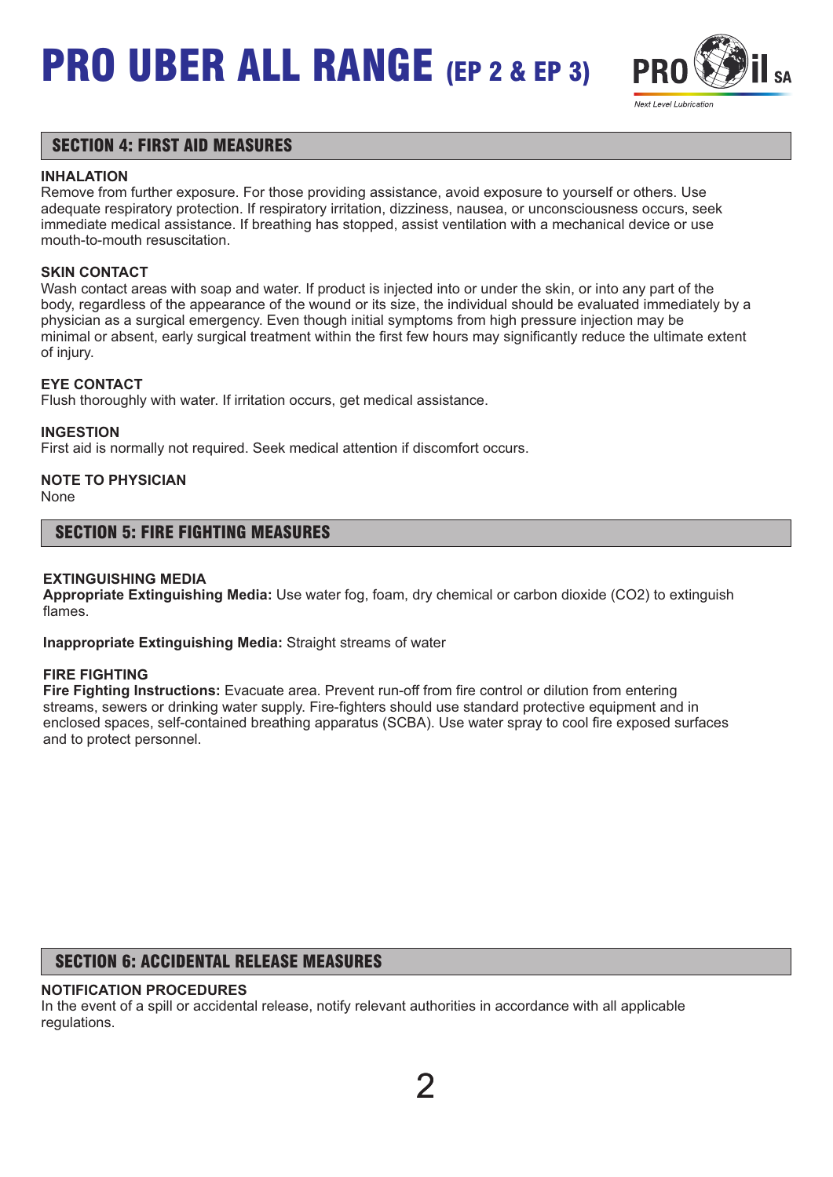## SECTION 4: FIRST AID MEASURES

**INHALATION**
Remove from further exposure. For those providing assistance, avoid exposure to yourself or others. Use adequate respiratory protection. If respiratory irritation, dizziness, nausea, or unconsciousness occurs, seek immediate medical assistance. If breathing has stopped, assist ventilation with a mechanical device or use mouth-to-mouth resuscitation.

**SKIN CONTACT**
Wash contact areas with soap and water. If product is injected into or under the skin, or into any part of the body, regardless of the appearance of the wound or its size, the individual should be evaluated immediately by a physician as a surgical emergency. Even though initial symptoms from high pressure injection may be minimal or absent, early surgical treatment within the first few hours may significantly reduce the ultimate extent of injury.

**EYE CONTACT**
Flush thoroughly with water. If irritation occurs, get medical assistance.

**INGESTION**
First aid is normally not required. Seek medical attention if discomfort occurs.

**NOTE TO PHYSICIAN**
None

## SECTION 5: FIRE FIGHTING MEASURES

**EXTINGUISHING MEDIA**
**Appropriate Extinguishing Media:** Use water fog, foam, dry chemical or carbon dioxide ($CO_2$) to extinguish flames.

**Inappropriate Extinguishing Media:** Straight streams of water

**FIRE FIGHTING**
**Fire Fighting Instructions:** Evacuate area. Prevent run-off from fire control or dilution from entering streams, sewers or drinking water supply. Fire-fighters should use standard protective equipment and in enclosed spaces, self-contained breathing apparatus (SCBA). Use water spray to cool fire exposed surfaces and to protect personnel.

## SECTION 6: ACCIDENTAL RELEASE MEASURES

**NOTIFICATION PROCEDURES**
In the event of a spill or accidental release, notify relevant authorities in accordance with all applicable regulations.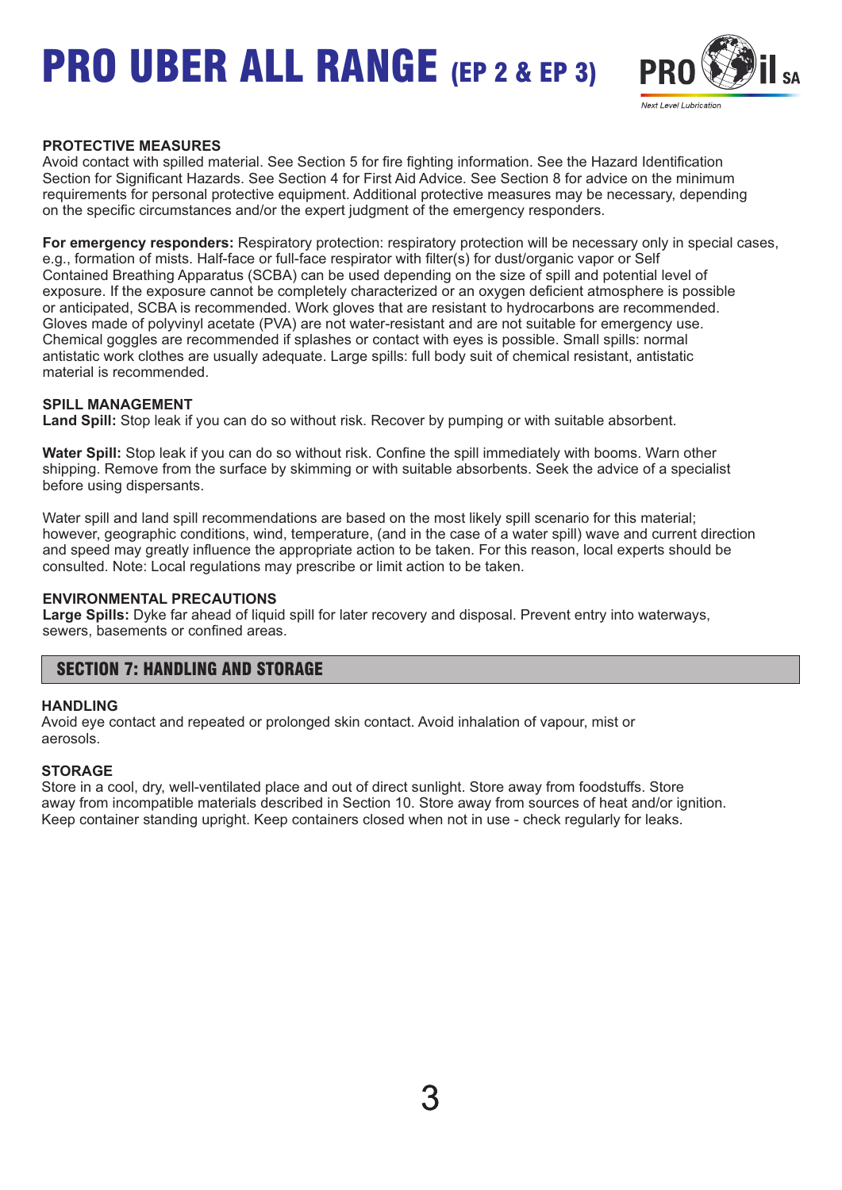### PROTECTIVE MEASURES

Avoid contact with spilled material. See Section 5 for fire fighting information. See the Hazard Identification Section for Significant Hazards. See Section 4 for First Aid Advice. See Section 8 for advice on the minimum requirements for personal protective equipment. Additional protective measures may be necessary, depending on the specific circumstances and/or the expert judgment of the emergency responders.

**For emergency responders:** Respiratory protection: respiratory protection will be necessary only in special cases, e.g., formation of mists. Half-face or full-face respirator with filter(s) for dust/organic vapor or Self Contained Breathing Apparatus (SCBA) can be used depending on the size of spill and potential level of exposure. If the exposure cannot be completely characterized or an oxygen deficient atmosphere is possible or anticipated, SCBA is recommended. Work gloves that are resistant to hydrocarbons are recommended. Gloves made of polyvinyl acetate (PVA) are not water-resistant and are not suitable for emergency use. Chemical goggles are recommended if splashes or contact with eyes is possible. Small spills: normal antistatic work clothes are usually adequate. Large spills: full body suit of chemical resistant, antistatic material is recommended.

### SPILL MANAGEMENT

**Land Spill:** Stop leak if you can do so without risk. Recover by pumping or with suitable absorbent.

**Water Spill:** Stop leak if you can do so without risk. Confine the spill immediately with booms. Warn other shipping. Remove from the surface by skimming or with suitable absorbents. Seek the advice of a specialist before using dispersants.

Water spill and land spill recommendations are based on the most likely spill scenario for this material; however, geographic conditions, wind, temperature, (and in the case of a water spill) wave and current direction and speed may greatly influence the appropriate action to be taken. For this reason, local experts should be consulted. Note: Local regulations may prescribe or limit action to be taken.

### ENVIRONMENTAL PRECAUTIONS

**Large Spills:** Dyke far ahead of liquid spill for later recovery and disposal. Prevent entry into waterways, sewers, basements or confined areas.

## SECTION 7: HANDLING AND STORAGE

### HANDLING

Avoid eye contact and repeated or prolonged skin contact. Avoid inhalation of vapour, mist or aerosols.

### STORAGE

Store in a cool, dry, well-ventilated place and out of direct sunlight. Store away from foodstuffs. Store away from incompatible materials described in Section 10. Store away from sources of heat and/or ignition. Keep container standing upright. Keep containers closed when not in use - check regularly for leaks.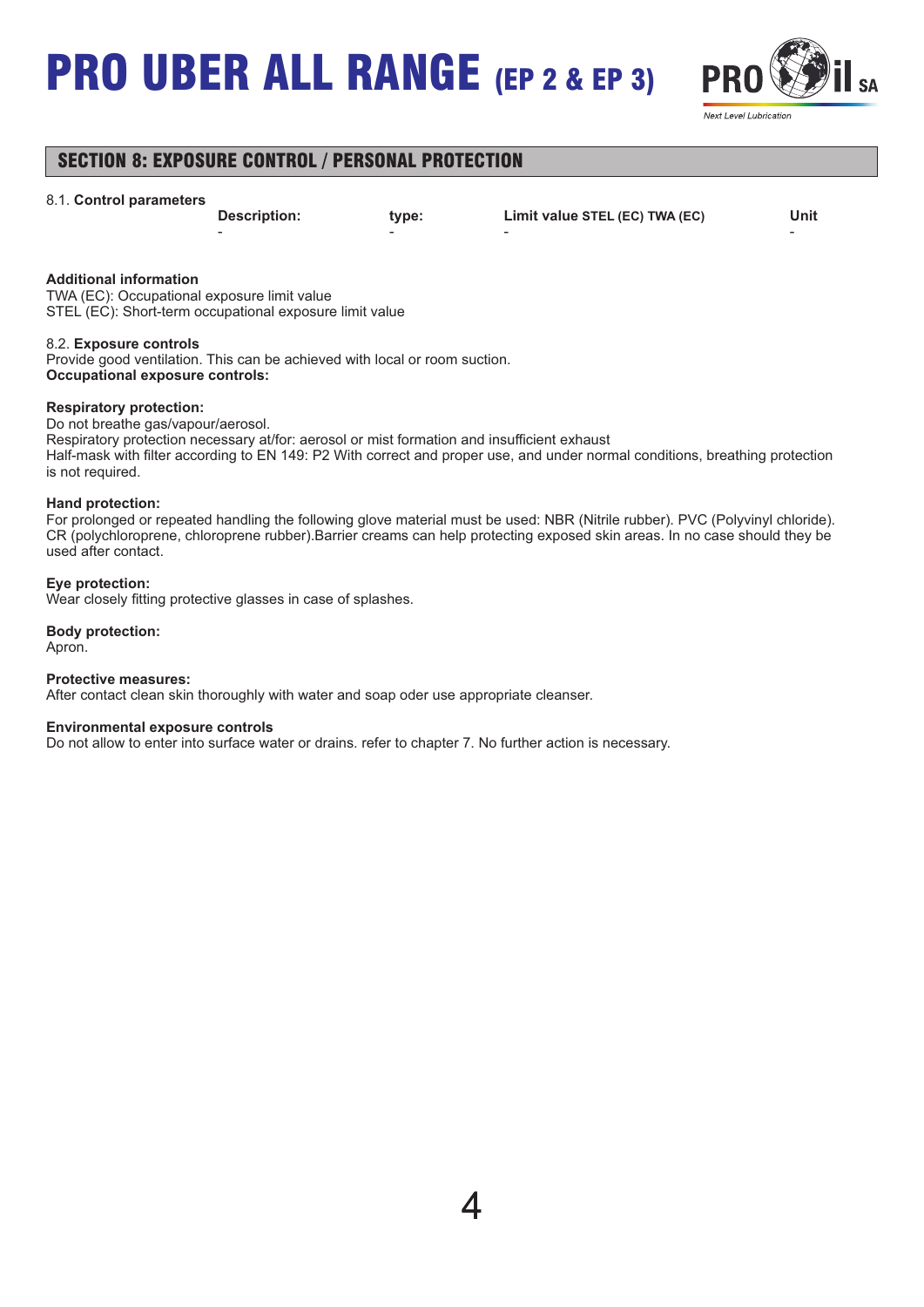## SECTION 8: EXPOSURE CONTROL / PERSONAL PROTECTION

8.1. **Control parameters**

| Description: | type: | Limit value STEL (EC) TWA (EC) | Unit |
| --- | --- | --- | --- |
| - | - | - | - |

**Additional information**
TWA (EC): Occupational exposure limit value
STEL (EC): Short-term occupational exposure limit value

8.2. **Exposure controls**
Provide good ventilation. This can be achieved with local or room suction.
**Occupational exposure controls:**

**Respiratory protection:**
Do not breathe gas/vapour/aerosol.
Respiratory protection necessary at/for: aerosol or mist formation and insufficient exhaust
Half-mask with filter according to EN 149: P2 With correct and proper use, and under normal conditions, breathing protection is not required.

**Hand protection:**
For prolonged or repeated handling the following glove material must be used: NBR (Nitrile rubber). PVC (Polyvinyl chloride). CR (polychloroprene, chloroprene rubber).Barrier creams can help protecting exposed skin areas. In no case should they be used after contact.

**Eye protection:**
Wear closely fitting protective glasses in case of splashes.

**Body protection:**
Apron.

**Protective measures:**
After contact clean skin thoroughly with water and soap oder use appropriate cleanser.

**Environmental exposure controls**
Do not allow to enter into surface water or drains. refer to chapter 7. No further action is necessary.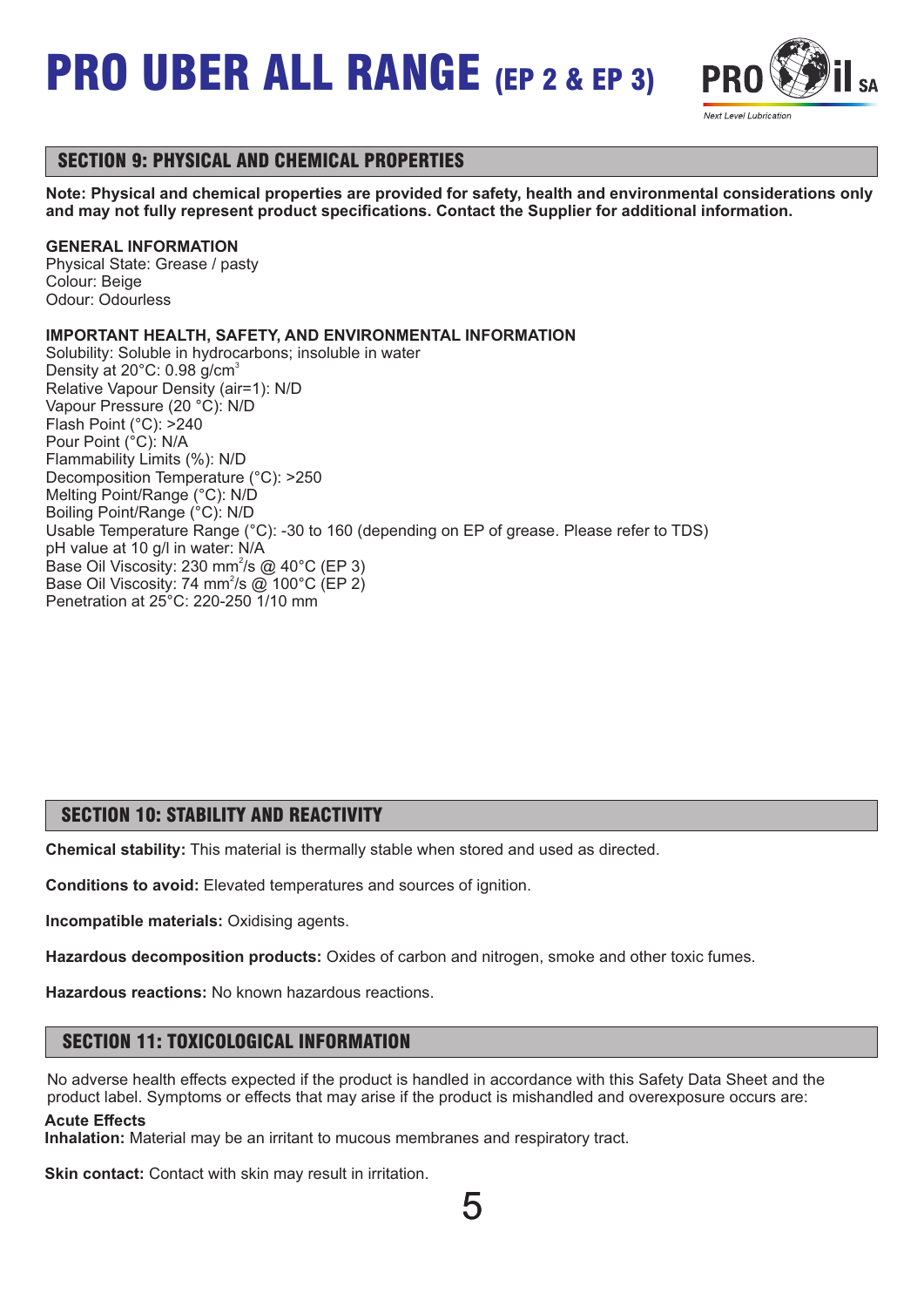## SECTION 9: PHYSICAL AND CHEMICAL PROPERTIES

**Note: Physical and chemical properties are provided for safety, health and environmental considerations only and may not fully represent product specifications. Contact the Supplier for additional information.**

**GENERAL INFORMATION**
Physical State: Grease / pasty
Colour: Beige
Odour: Odourless

**IMPORTANT HEALTH, SAFETY, AND ENVIRONMENTAL INFORMATION**
Solubility: Soluble in hydrocarbons; insoluble in water
Density at 20°C: 0.98 $g/cm^3$
Relative Vapour Density (air=1): N/D
Vapour Pressure (20 °C): N/D
Flash Point (°C): >240
Pour Point (°C): N/A
Flammability Limits (%): N/D
Decomposition Temperature (°C): >250
Melting Point/Range (°C): N/D
Boiling Point/Range (°C): N/D
Usable Temperature Range (°C): -30 to 160 (depending on EP of grease. Please refer to TDS)
pH value at 10 g/l in water: N/A
Base Oil Viscosity: 230 $mm^2/s$ @ 40°C (EP 3)
Base Oil Viscosity: 74 $mm^2/s$ @ 100°C (EP 2)
Penetration at 25°C: 220-250 1/10 mm

## SECTION 10: STABILITY AND REACTIVITY

**Chemical stability:** This material is thermally stable when stored and used as directed.

**Conditions to avoid:** Elevated temperatures and sources of ignition.

**Incompatible materials:** Oxidising agents.

**Hazardous decomposition products:** Oxides of carbon and nitrogen, smoke and other toxic fumes.

**Hazardous reactions:** No known hazardous reactions.

## SECTION 11: TOXICOLOGICAL INFORMATION

No adverse health effects expected if the product is handled in accordance with this Safety Data Sheet and the product label. Symptoms or effects that may arise if the product is mishandled and overexposure occurs are:

**Acute Effects**
**Inhalation:** Material may be an irritant to mucous membranes and respiratory tract.

**Skin contact:** Contact with skin may result in irritation.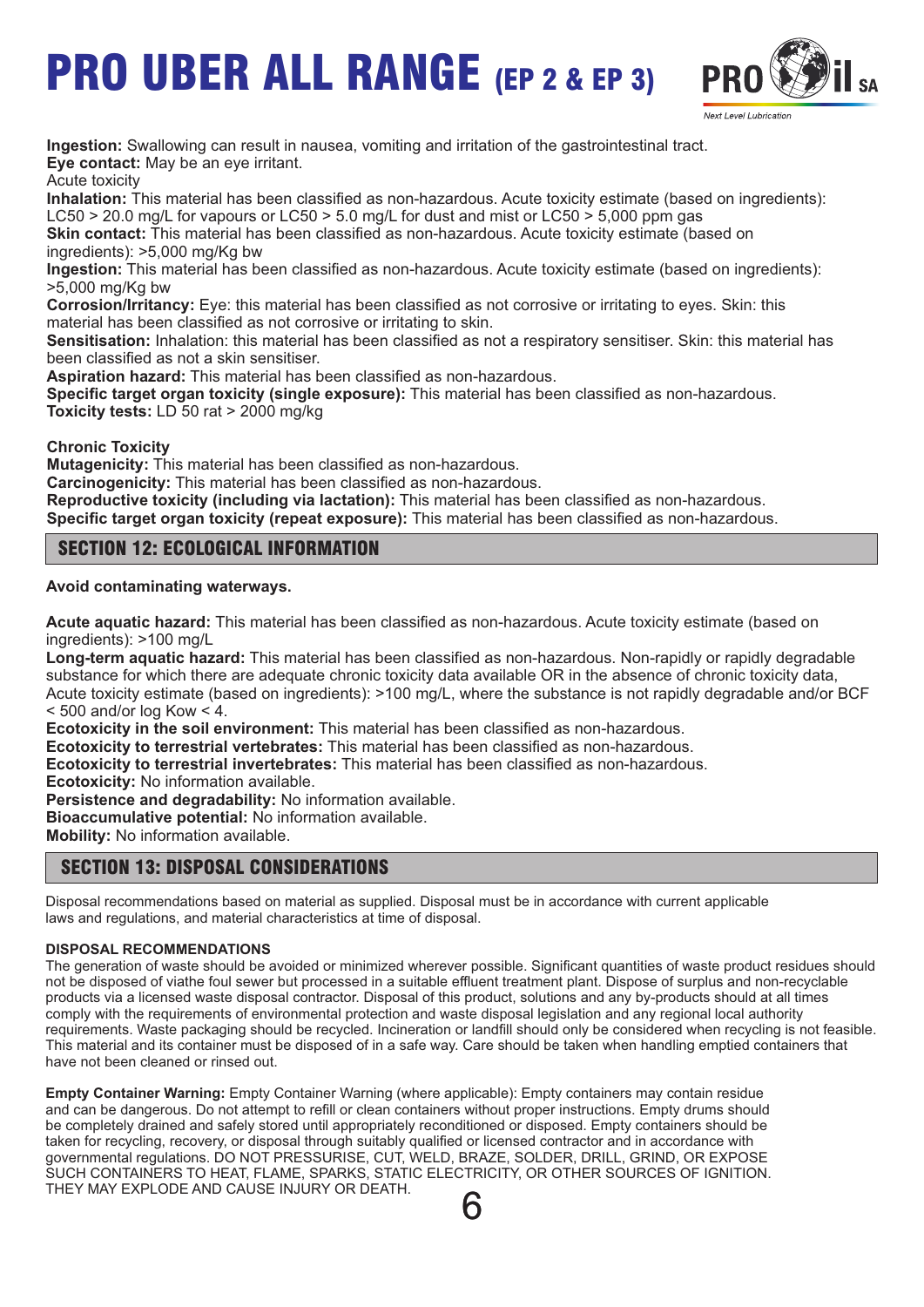**Ingestion:** Swallowing can result in nausea, vomiting and irritation of the gastrointestinal tract.
**Eye contact:** May be an eye irritant.
Acute toxicity
**Inhalation:** This material has been classified as non-hazardous. Acute toxicity estimate (based on ingredients): LC50 > 20.0 mg/L for vapours or LC50 > 5.0 mg/L for dust and mist or LC50 > 5,000 ppm gas
**Skin contact:** This material has been classified as non-hazardous. Acute toxicity estimate (based on ingredients): >5,000 mg/Kg bw
**Ingestion:** This material has been classified as non-hazardous. Acute toxicity estimate (based on ingredients): >5,000 mg/Kg bw
**Corrosion/Irritancy:** Eye: this material has been classified as not corrosive or irritating to eyes. Skin: this material has been classified as not corrosive or irritating to skin.
**Sensitisation:** Inhalation: this material has been classified as not a respiratory sensitiser. Skin: this material has been classified as not a skin sensitiser.
**Aspiration hazard:** This material has been classified as non-hazardous.
**Specific target organ toxicity (single exposure):** This material has been classified as non-hazardous.
**Toxicity tests:** LD 50 rat > 2000 mg/kg

**Chronic Toxicity**
**Mutagenicity:** This material has been classified as non-hazardous.
**Carcinogenicity:** This material has been classified as non-hazardous.
**Reproductive toxicity (including via lactation):** This material has been classified as non-hazardous.
**Specific target organ toxicity (repeat exposure):** This material has been classified as non-hazardous.

## SECTION 12: ECOLOGICAL INFORMATION

**Avoid contaminating waterways.**

**Acute aquatic hazard:** This material has been classified as non-hazardous. Acute toxicity estimate (based on ingredients): >100 mg/L
**Long-term aquatic hazard:** This material has been classified as non-hazardous. Non-rapidly or rapidly degradable substance for which there are adequate chronic toxicity data available OR in the absence of chronic toxicity data, Acute toxicity estimate (based on ingredients): >100 mg/L, where the substance is not rapidly degradable and/or BCF < 500 and/or log Kow < 4.
**Ecotoxicity in the soil environment:** This material has been classified as non-hazardous.
**Ecotoxicity to terrestrial vertebrates:** This material has been classified as non-hazardous.
**Ecotoxicity to terrestrial invertebrates:** This material has been classified as non-hazardous.
**Ecotoxicity:** No information available.
**Persistence and degradability:** No information available.
**Bioaccumulative potential:** No information available.
**Mobility:** No information available.

## SECTION 13: DISPOSAL CONSIDERATIONS

Disposal recommendations based on material as supplied. Disposal must be in accordance with current applicable laws and regulations, and material characteristics at time of disposal.

**DISPOSAL RECOMMENDATIONS**
The generation of waste should be avoided or minimized wherever possible. Significant quantities of waste product residues should not be disposed of viathe foul sewer but processed in a suitable effluent treatment plant. Dispose of surplus and non-recyclable products via a licensed waste disposal contractor. Disposal of this product, solutions and any by-products should at all times comply with the requirements of environmental protection and waste disposal legislation and any regional local authority requirements. Waste packaging should be recycled. Incineration or landfill should only be considered when recycling is not feasible. This material and its container must be disposed of in a safe way. Care should be taken when handling emptied containers that have not been cleaned or rinsed out.

**Empty Container Warning:** Empty Container Warning (where applicable): Empty containers may contain residue and can be dangerous. Do not attempt to refill or clean containers without proper instructions. Empty drums should be completely drained and safely stored until appropriately reconditioned or disposed. Empty containers should be taken for recycling, recovery, or disposal through suitably qualified or licensed contractor and in accordance with governmental regulations. DO NOT PRESSURISE, CUT, WELD, BRAZE, SOLDER, DRILL, GRIND, OR EXPOSE SUCH CONTAINERS TO HEAT, FLAME, SPARKS, STATIC ELECTRICITY, OR OTHER SOURCES OF IGNITION. THEY MAY EXPLODE AND CAUSE INJURY OR DEATH.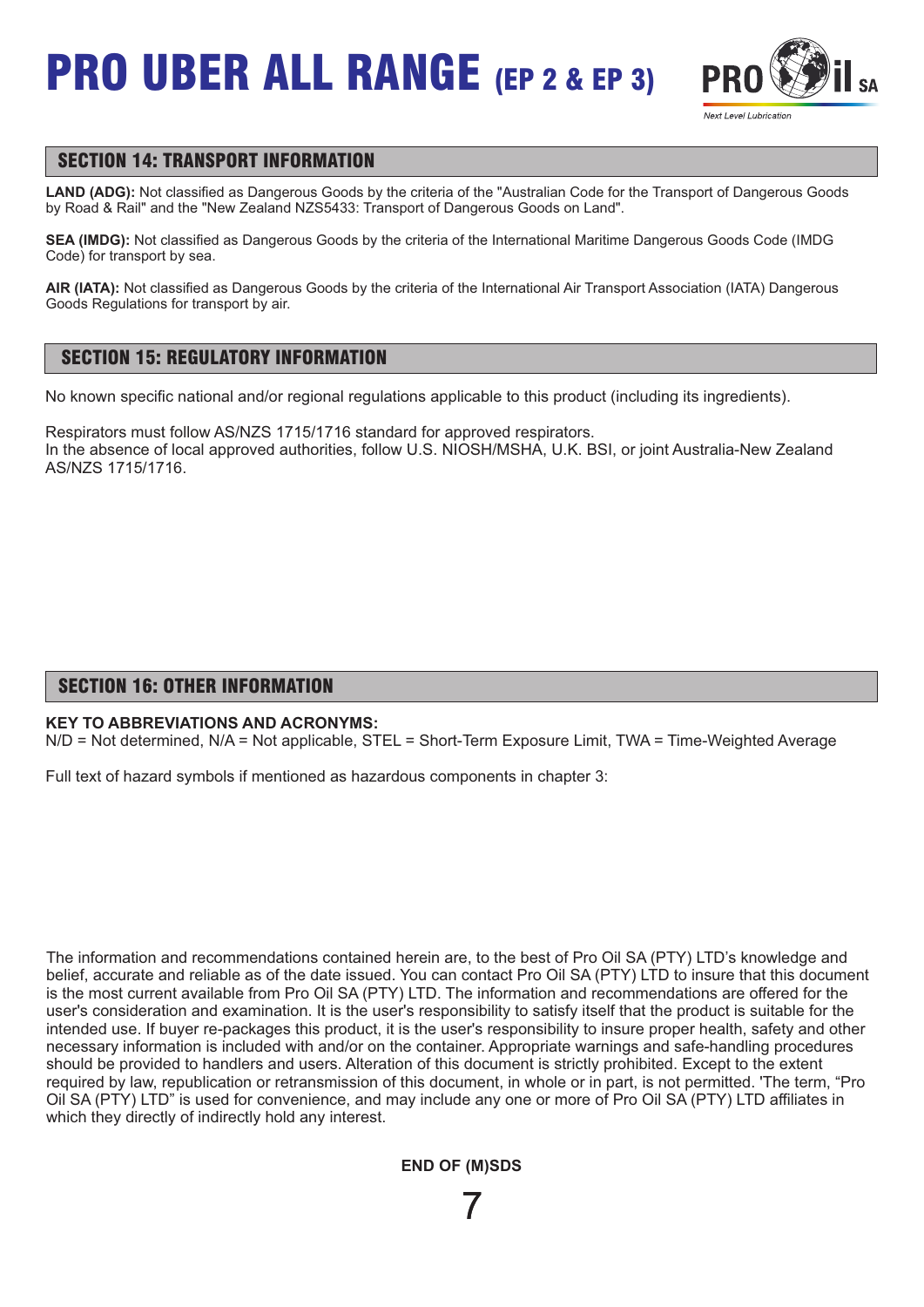## SECTION 14: TRANSPORT INFORMATION

**LAND (ADG):** Not classified as Dangerous Goods by the criteria of the "Australian Code for the Transport of Dangerous Goods by Road & Rail" and the "New Zealand NZS5433: Transport of Dangerous Goods on Land".

**SEA (IMDG):** Not classified as Dangerous Goods by the criteria of the International Maritime Dangerous Goods Code (IMDG Code) for transport by sea.

**AIR (IATA):** Not classified as Dangerous Goods by the criteria of the International Air Transport Association (IATA) Dangerous Goods Regulations for transport by air.

## SECTION 15: REGULATORY INFORMATION

No known specific national and/or regional regulations applicable to this product (including its ingredients).

Respirators must follow AS/NZS 1715/1716 standard for approved respirators.
In the absence of local approved authorities, follow U.S. NIOSH/MSHA, U.K. BSI, or joint Australia-New Zealand AS/NZS 1715/1716.

## SECTION 16: OTHER INFORMATION

**KEY TO ABBREVIATIONS AND ACRONYMS:**
N/D = Not determined, N/A = Not applicable, STEL = Short-Term Exposure Limit, TWA = Time-Weighted Average

Full text of hazard symbols if mentioned as hazardous components in chapter 3:

The information and recommendations contained herein are, to the best of Pro Oil SA (PTY) LTD's knowledge and belief, accurate and reliable as of the date issued. You can contact Pro Oil SA (PTY) LTD to insure that this document is the most current available from Pro Oil SA (PTY) LTD. The information and recommendations are offered for the user's consideration and examination. It is the user's responsibility to satisfy itself that the product is suitable for the intended use. If buyer re-packages this product, it is the user's responsibility to insure proper health, safety and other necessary information is included with and/or on the container. Appropriate warnings and safe-handling procedures should be provided to handlers and users. Alteration of this document is strictly prohibited. Except to the extent required by law, republication or retransmission of this document, in whole or in part, is not permitted. 'The term, "Pro Oil SA (PTY) LTD" is used for convenience, and may include any one or more of Pro Oil SA (PTY) LTD affiliates in which they directly of indirectly hold any interest.

**END OF (M)SDS**